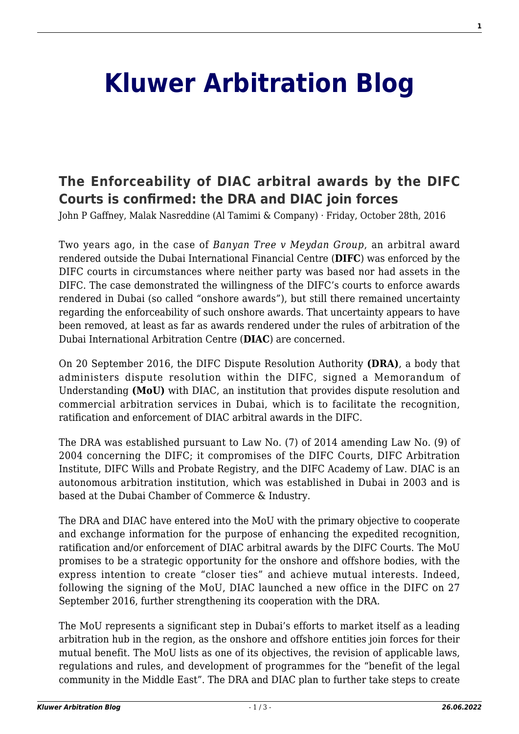# Kluwer Arbitration Blog

## The Enforceability of DIAC arbitral awards by the DIFC Courts is confirmed: the DRA and DIAC join forces

John P Gaffney, Malak Nasreddine (Al Tamimi & Company) · Friday, October 28th, 2016

Two years ago, in the case of *Banyan Tree v Meydan Group*, an arbitral award rendered outside the Dubai International Financial Centre (**DIFC**) was enforced by the DIFC courts in circumstances where neither party was based nor had assets in the DIFC. The case demonstrated the willingness of the DIFC's courts to enforce awards rendered in Dubai (so called "onshore awards"), but still there remained uncertainty regarding the enforceability of such onshore awards. That uncertainty appears to have been removed, at least as far as awards rendered under the rules of arbitration of the Dubai International Arbitration Centre (**DIAC**) are concerned.

On 20 September 2016, the DIFC Dispute Resolution Authority **(DRA)**, a body that administers dispute resolution within the DIFC, signed a Memorandum of Understanding **(MoU)** with DIAC, an institution that provides dispute resolution and commercial arbitration services in Dubai, which is to facilitate the recognition, ratification and enforcement of DIAC arbitral awards in the DIFC.

The DRA was established pursuant to Law No. (7) of 2014 amending Law No. (9) of 2004 concerning the DIFC; it compromises of the DIFC Courts, DIFC Arbitration Institute, DIFC Wills and Probate Registry, and the DIFC Academy of Law. DIAC is an autonomous arbitration institution, which was established in Dubai in 2003 and is based at the Dubai Chamber of Commerce & Industry.

The DRA and DIAC have entered into the MoU with the primary objective to cooperate and exchange information for the purpose of enhancing the expedited recognition, ratification and/or enforcement of DIAC arbitral awards by the DIFC Courts. The MoU promises to be a strategic opportunity for the onshore and offshore bodies, with the express intention to create "closer ties" and achieve mutual interests. Indeed, following the signing of the MoU, DIAC launched a new office in the DIFC on 27 September 2016, further strengthening its cooperation with the DRA.

The MoU represents a significant step in Dubai's efforts to market itself as a leading arbitration hub in the region, as the onshore and offshore entities join forces for their mutual benefit. The MoU lists as one of its objectives, the revision of applicable laws, regulations and rules, and development of programmes for the "benefit of the legal community in the Middle East". The DRA and DIAC plan to further take steps to create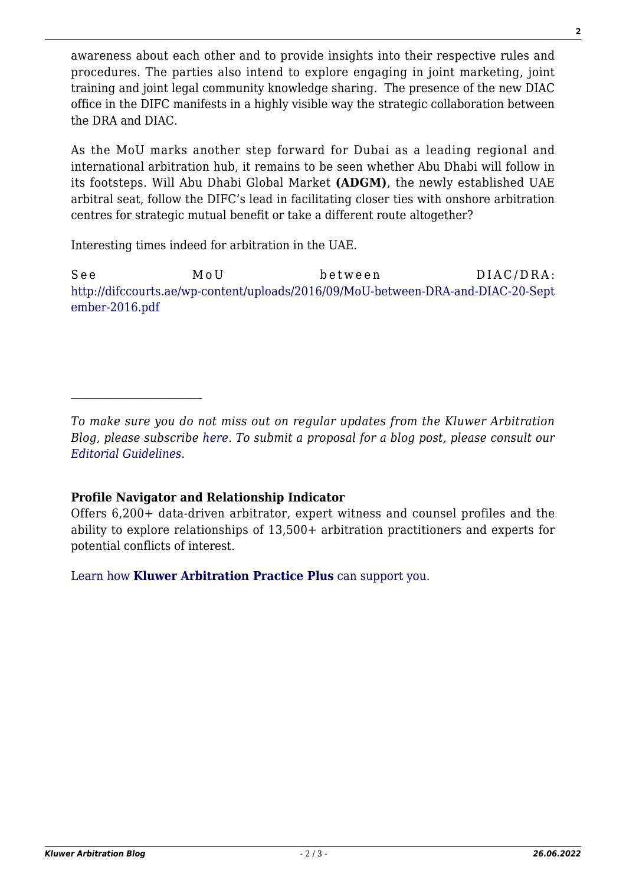awareness about each other and to provide insights into their respective rules and procedures. The parties also intend to explore engaging in joint marketing, joint training and joint legal community knowledge sharing. The presence of the new DIAC office in the DIFC manifests in a highly visible way the strategic collaboration between the DRA and DIAC.

As the MoU marks another step forward for Dubai as a leading regional and international arbitration hub, it remains to be seen whether Abu Dhabi will follow in its footsteps. Will Abu Dhabi Global Market **(ADGM)**, the newly established UAE arbitral seat, follow the DIFC's lead in facilitating closer ties with onshore arbitration centres for strategic mutual benefit or take a different route altogether?

Interesting times indeed for arbitration in the UAE.

See MoU between DIAC/DRA: http://difccourts.ae/wp-content/uploads/2016/09/MoU-between-DRA-and-DIAC-20-September-2016.pdf

---

*To make sure you do not miss out on regular updates from the Kluwer Arbitration Blog, please subscribe here. To submit a proposal for a blog post, please consult our Editorial Guidelines.*

**Profile Navigator and Relationship Indicator**

Offers 6,200+ data-driven arbitrator, expert witness and counsel profiles and the ability to explore relationships of 13,500+ arbitration practitioners and experts for potential conflicts of interest.

Learn how **Kluwer Arbitration Practice Plus** can support you.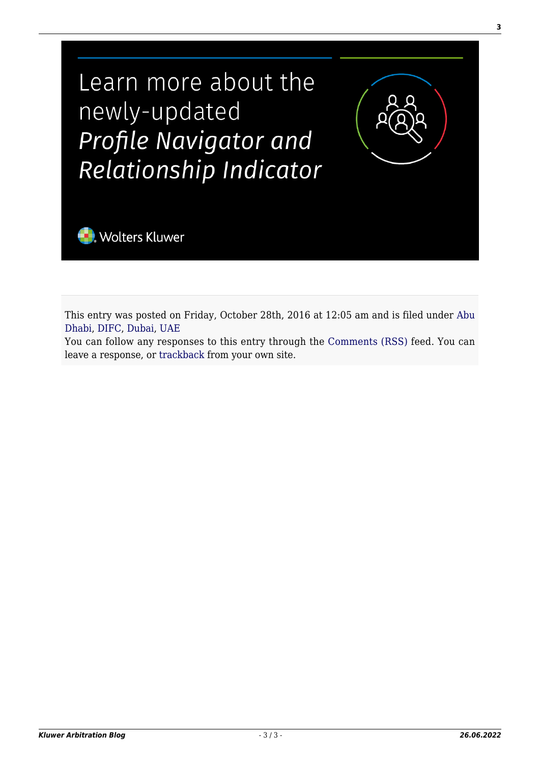Learn more about the newly-updated *Profile Navigator and Relationship Indicator*

Wolters Kluwer

This entry was posted on Friday, October 28th, 2016 at 12:05 am and is filed under Abu Dhabi, DIFC, Dubai, UAE
You can follow any responses to this entry through the Comments (RSS) feed. You can leave a response, or trackback from your own site.